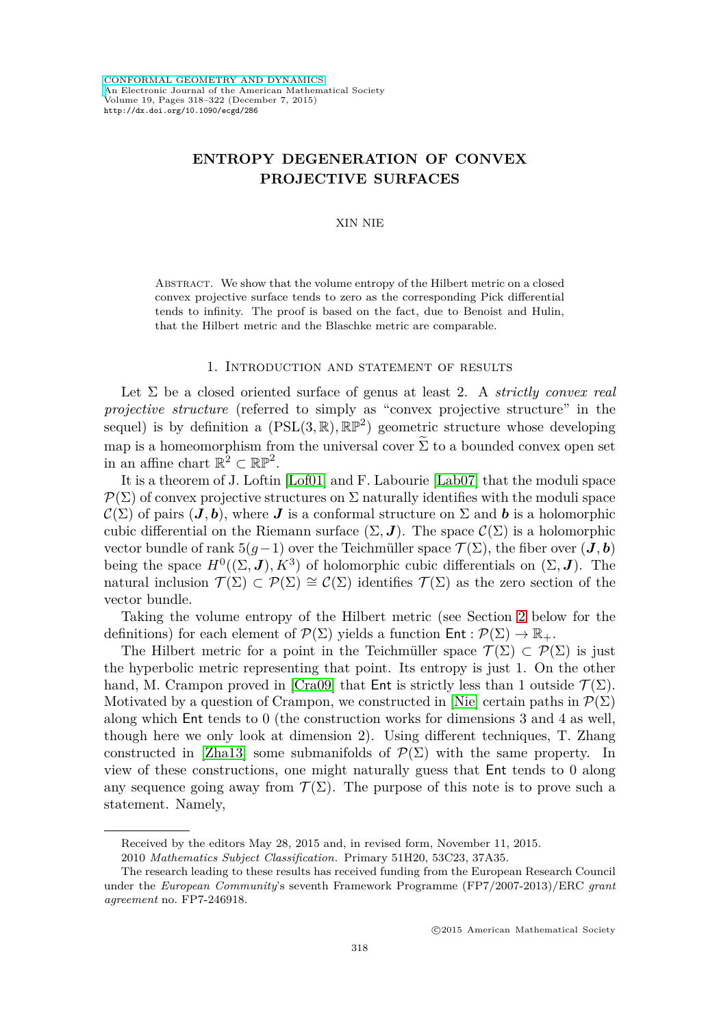# ENTROPY DEGENERATION OF CONVEX PROJECTIVE SURFACES

XIN NIE

Abstract. We show that the volume entropy of the Hilbert metric on a closed convex projective surface tends to zero as the corresponding Pick differential tends to infinity. The proof is based on the fact, due to Benoist and Hulin, that the Hilbert metric and the Blaschke metric are comparable.

## 1. Introduction and statement of results

Let $\Sigma$ be a closed oriented surface of genus at least 2. A *strictly convex real projective structure* (referred to simply as "convex projective structure" in the sequel) is by definition a $(\mathrm{PSL}(3,\mathbb{R}),\mathbb{RP}^2)$ geometric structure whose developing map is a homeomorphism from the universal cover $\widetilde{\Sigma}$ to a bounded convex open set in an affine chart $\mathbb{R}^2\subset\mathbb{RP}^2$.

It is a theorem of J. Loftin [Lof01] and F. Labourie [Lab07] that the moduli space $\mathcal{P}(\Sigma)$ of convex projective structures on $\Sigma$ naturally identifies with the moduli space $\mathcal{C}(\Sigma)$ of pairs $(\boldsymbol{J},\boldsymbol{b})$, where $\boldsymbol{J}$ is a conformal structure on $\Sigma$ and $\boldsymbol{b}$ is a holomorphic cubic differential on the Riemann surface $(\Sigma,\boldsymbol{J})$. The space $\mathcal{C}(\Sigma)$ is a holomorphic vector bundle of rank $5(g-1)$ over the Teichmüller space $\mathcal{T}(\Sigma)$, the fiber over $(\boldsymbol{J},\boldsymbol{b})$ being the space $H^0((\Sigma,\boldsymbol{J}),K^3)$ of holomorphic cubic differentials on $(\Sigma,\boldsymbol{J})$. The natural inclusion $\mathcal{T}(\Sigma)\subset\mathcal{P}(\Sigma)\cong\mathcal{C}(\Sigma)$ identifies $\mathcal{T}(\Sigma)$ as the zero section of the vector bundle.

Taking the volume entropy of the Hilbert metric (see Section 2 below for the definitions) for each element of $\mathcal{P}(\Sigma)$ yields a function $\mathsf{Ent}:\mathcal{P}(\Sigma)\to\mathbb{R}_+$.

The Hilbert metric for a point in the Teichmüller space $\mathcal{T}(\Sigma)\subset\mathcal{P}(\Sigma)$ is just the hyperbolic metric representing that point. Its entropy is just 1. On the other hand, M. Crampon proved in [Cra09] that $\mathsf{Ent}$ is strictly less than 1 outside $\mathcal{T}(\Sigma)$. Motivated by a question of Crampon, we constructed in [Nie] certain paths in $\mathcal{P}(\Sigma)$ along which $\mathsf{Ent}$ tends to 0 (the construction works for dimensions 3 and 4 as well, though here we only look at dimension 2). Using different techniques, T. Zhang constructed in [Zha13] some submanifolds of $\mathcal{P}(\Sigma)$ with the same property. In view of these constructions, one might naturally guess that $\mathsf{Ent}$ tends to 0 along any sequence going away from $\mathcal{T}(\Sigma)$. The purpose of this note is to prove such a statement. Namely,

---

Received by the editors May 28, 2015 and, in revised form, November 11, 2015.

2010 *Mathematics Subject Classification.* Primary 51H20, 53C23, 37A35.

The research leading to these results has received funding from the European Research Council under the *European Community*'s seventh Framework Programme (FP7/2007-2013)/ERC *grant agreement* no. FP7-246918.

©2015 American Mathematical Society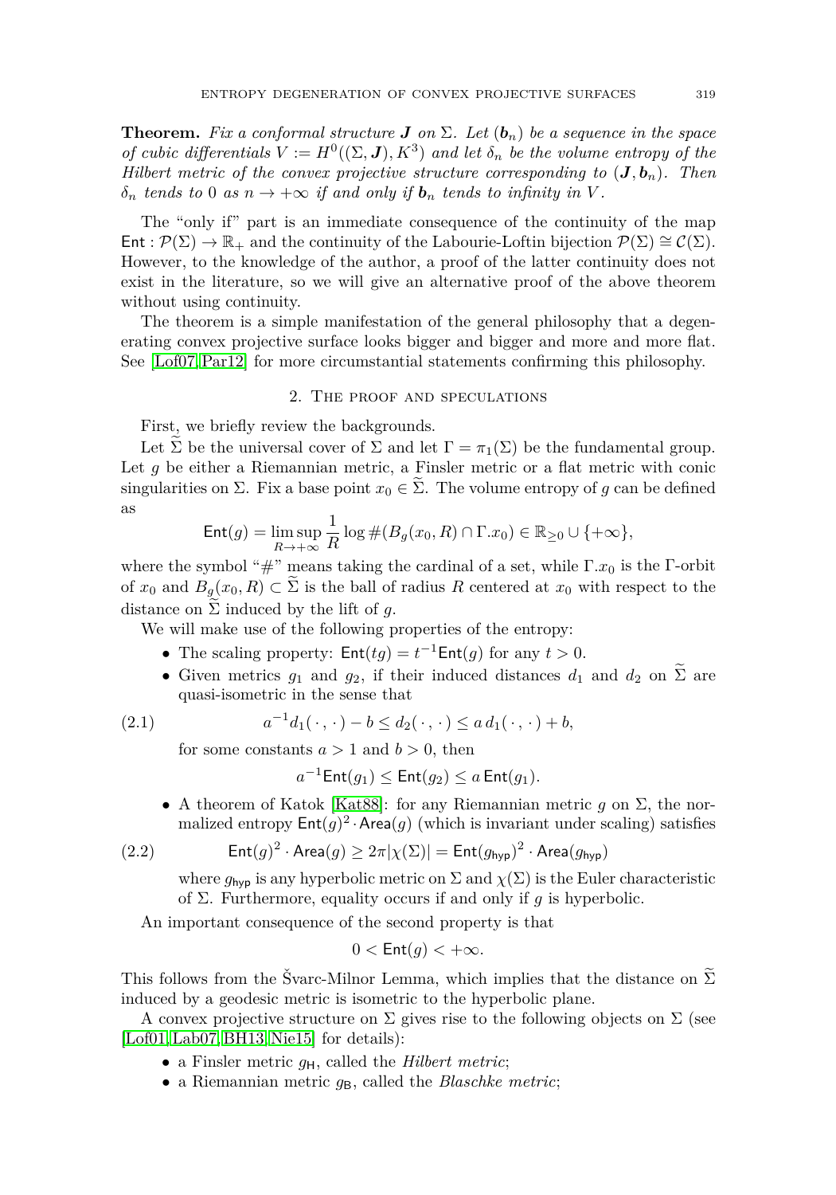**Theorem.** *Fix a conformal structure $\boldsymbol{J}$ on $\Sigma$. Let $(\boldsymbol{b}_n)$ be a sequence in the space of cubic differentials $V := H^0((\Sigma, \boldsymbol{J}), K^3)$ and let $\delta_n$ be the volume entropy of the Hilbert metric of the convex projective structure corresponding to $(\boldsymbol{J}, \boldsymbol{b}_n)$. Then $\delta_n$ tends to $0$ as $n \to +\infty$ if and only if $\boldsymbol{b}_n$ tends to infinity in $V$.*

The "only if" part is an immediate consequence of the continuity of the map $\mathsf{Ent} : \mathcal{P}(\Sigma) \to \mathbb{R}_+$ and the continuity of the Labourie-Loftin bijection $\mathcal{P}(\Sigma) \cong \mathcal{C}(\Sigma)$. However, to the knowledge of the author, a proof of the latter continuity does not exist in the literature, so we will give an alternative proof of the above theorem without using continuity.

The theorem is a simple manifestation of the general philosophy that a degenerating convex projective surface looks bigger and bigger and more and more flat. See [Lof07, Par12] for more circumstantial statements confirming this philosophy.

## 2. The proof and speculations

First, we briefly review the backgrounds.

Let $\widetilde{\Sigma}$ be the universal cover of $\Sigma$ and let $\Gamma = \pi_1(\Sigma)$ be the fundamental group. Let $g$ be either a Riemannian metric, a Finsler metric or a flat metric with conic singularities on $\Sigma$. Fix a base point $x_0 \in \widetilde{\Sigma}$. The volume entropy of $g$ can be defined as

$$\mathsf{Ent}(g) = \limsup_{R \to +\infty} \frac{1}{R} \log \#(B_g(x_0, R) \cap \Gamma . x_0) \in \mathbb{R}_{\geq 0} \cup \{+\infty\},$$

where the symbol "#" means taking the cardinal of a set, while $\Gamma.x_0$ is the $\Gamma$-orbit of $x_0$ and $B_g(x_0, R) \subset \widetilde{\Sigma}$ is the ball of radius $R$ centered at $x_0$ with respect to the distance on $\widetilde{\Sigma}$ induced by the lift of $g$.

We will make use of the following properties of the entropy:

- The scaling property: $\mathsf{Ent}(tg) = t^{-1}\mathsf{Ent}(g)$ for any $t > 0$.
- Given metrics $g_1$ and $g_2$, if their induced distances $d_1$ and $d_2$ on $\widetilde{\Sigma}$ are quasi-isometric in the sense that

$$a^{-1} d_1(\,\cdot\,,\,\cdot\,) - b \leq d_2(\,\cdot\,,\,\cdot\,) \leq a\, d_1(\,\cdot\,,\,\cdot\,) + b, \tag{2.1}$$

  for some constants $a > 1$ and $b > 0$, then

$$a^{-1}\mathsf{Ent}(g_1) \leq \mathsf{Ent}(g_2) \leq a\, \mathsf{Ent}(g_1).$$

- A theorem of Katok [Kat88]: for any Riemannian metric $g$ on $\Sigma$, the normalized entropy $\mathsf{Ent}(g)^2 \cdot \mathsf{Area}(g)$ (which is invariant under scaling) satisfies

$$\mathsf{Ent}(g)^2 \cdot \mathsf{Area}(g) \geq 2\pi |\chi(\Sigma)| = \mathsf{Ent}(g_{\mathsf{hyp}})^2 \cdot \mathsf{Area}(g_{\mathsf{hyp}}) \tag{2.2}$$

  where $g_{\mathsf{hyp}}$ is any hyperbolic metric on $\Sigma$ and $\chi(\Sigma)$ is the Euler characteristic of $\Sigma$. Furthermore, equality occurs if and only if $g$ is hyperbolic.

An important consequence of the second property is that

$$0 < \mathsf{Ent}(g) < +\infty.$$

This follows from the Švarc-Milnor Lemma, which implies that the distance on $\widetilde{\Sigma}$ induced by a geodesic metric is isometric to the hyperbolic plane.

A convex projective structure on $\Sigma$ gives rise to the following objects on $\Sigma$ (see [Lof01, Lab07, BH13, Nie15] for details):

- a Finsler metric $g_{\mathsf{H}}$, called the *Hilbert metric*;
- a Riemannian metric $g_{\mathsf{B}}$, called the *Blaschke metric*;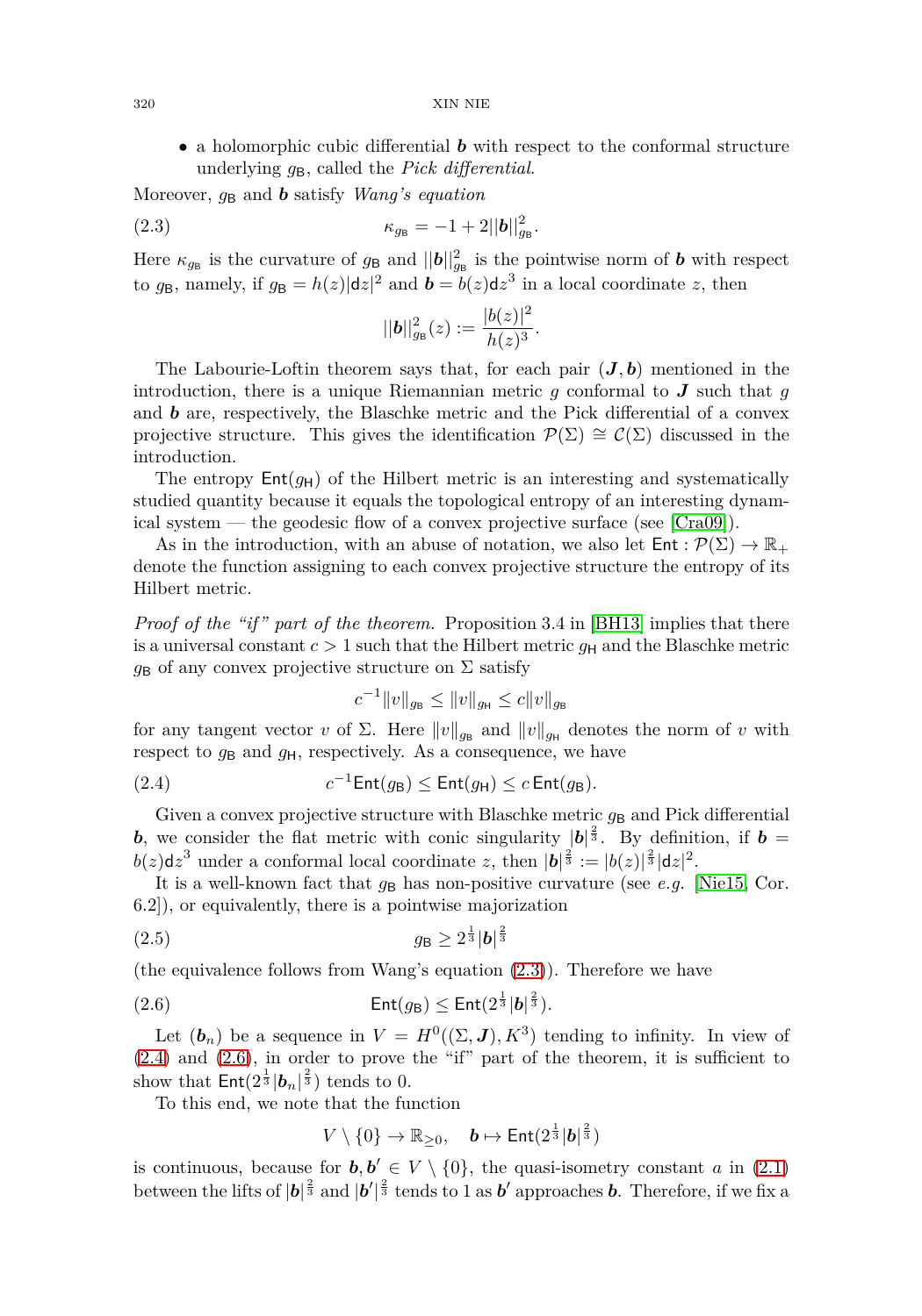- a holomorphic cubic differential $\boldsymbol{b}$ with respect to the conformal structure underlying $g_{\mathsf{B}}$, called the *Pick differential*.

Moreover, $g_{\mathsf{B}}$ and $\boldsymbol{b}$ satisfy *Wang's equation*

$$\kappa_{g_{\mathsf{B}}} = -1 + 2||\boldsymbol{b}||^2_{g_{\mathsf{B}}}. \tag{2.3}$$

Here $\kappa_{g_{\mathsf{B}}}$ is the curvature of $g_{\mathsf{B}}$ and $||\boldsymbol{b}||^2_{g_{\mathsf{B}}}$ is the pointwise norm of $\boldsymbol{b}$ with respect to $g_{\mathsf{B}}$, namely, if $g_{\mathsf{B}} = h(z)|\mathsf{d}z|^2$ and $\boldsymbol{b} = b(z)\mathsf{d}z^3$ in a local coordinate $z$, then

$$||\boldsymbol{b}||^2_{g_{\mathsf{B}}}(z) := \frac{|b(z)|^2}{h(z)^3}.$$

The Labourie-Loftin theorem says that, for each pair $(\boldsymbol{J}, \boldsymbol{b})$ mentioned in the introduction, there is a unique Riemannian metric $g$ conformal to $\boldsymbol{J}$ such that $g$ and $\boldsymbol{b}$ are, respectively, the Blaschke metric and the Pick differential of a convex projective structure. This gives the identification $\mathcal{P}(\Sigma) \cong \mathcal{C}(\Sigma)$ discussed in the introduction.

The entropy $\mathsf{Ent}(g_{\mathsf{H}})$ of the Hilbert metric is an interesting and systematically studied quantity because it equals the topological entropy of an interesting dynamical system — the geodesic flow of a convex projective surface (see [Cra09]).

As in the introduction, with an abuse of notation, we also let $\mathsf{Ent} : \mathcal{P}(\Sigma) \to \mathbb{R}_+$ denote the function assigning to each convex projective structure the entropy of its Hilbert metric.

*Proof of the "if" part of the theorem.* Proposition 3.4 in [BH13] implies that there is a universal constant $c > 1$ such that the Hilbert metric $g_{\mathsf{H}}$ and the Blaschke metric $g_{\mathsf{B}}$ of any convex projective structure on $\Sigma$ satisfy

$$c^{-1}\|v\|_{g_{\mathsf{B}}} \le \|v\|_{g_{\mathsf{H}}} \le c\|v\|_{g_{\mathsf{B}}}$$

for any tangent vector $v$ of $\Sigma$. Here $\|v\|_{g_{\mathsf{B}}}$ and $\|v\|_{g_{\mathsf{H}}}$ denotes the norm of $v$ with respect to $g_{\mathsf{B}}$ and $g_{\mathsf{H}}$, respectively. As a consequence, we have

$$c^{-1}\mathsf{Ent}(g_{\mathsf{B}}) \le \mathsf{Ent}(g_{\mathsf{H}}) \le c\,\mathsf{Ent}(g_{\mathsf{B}}). \tag{2.4}$$

Given a convex projective structure with Blaschke metric $g_{\mathsf{B}}$ and Pick differential $\boldsymbol{b}$, we consider the flat metric with conic singularity $|\boldsymbol{b}|^{\frac{2}{3}}$. By definition, if $\boldsymbol{b} = b(z)\mathsf{d}z^3$ under a conformal local coordinate $z$, then $|\boldsymbol{b}|^{\frac{2}{3}} := |b(z)|^{\frac{2}{3}}|\mathsf{d}z|^2$.

It is a well-known fact that $g_{\mathsf{B}}$ has non-positive curvature (see *e.g.* [Nie15, Cor. 6.2]), or equivalently, there is a pointwise majorization

$$g_{\mathsf{B}} \ge 2^{\frac{1}{3}}|\boldsymbol{b}|^{\frac{2}{3}} \tag{2.5}$$

(the equivalence follows from Wang's equation (2.3)). Therefore we have

$$\mathsf{Ent}(g_{\mathsf{B}}) \le \mathsf{Ent}(2^{\frac{1}{3}}|\boldsymbol{b}|^{\frac{2}{3}}). \tag{2.6}$$

Let $(\boldsymbol{b}_n)$ be a sequence in $V = H^0((\Sigma, \boldsymbol{J}), K^3)$ tending to infinity. In view of (2.4) and (2.6), in order to prove the "if" part of the theorem, it is sufficient to show that $\mathsf{Ent}(2^{\frac{1}{3}}|\boldsymbol{b}_n|^{\frac{2}{3}})$ tends to 0.

To this end, we note that the function

$$V \setminus \{0\} \to \mathbb{R}_{\ge 0}, \quad \boldsymbol{b} \mapsto \mathsf{Ent}(2^{\frac{1}{3}}|\boldsymbol{b}|^{\frac{2}{3}})$$

is continuous, because for $\boldsymbol{b}, \boldsymbol{b}' \in V \setminus \{0\}$, the quasi-isometry constant $a$ in (2.1) between the lifts of $|\boldsymbol{b}|^{\frac{2}{3}}$ and $|\boldsymbol{b}'|^{\frac{2}{3}}$ tends to 1 as $\boldsymbol{b}'$ approaches $\boldsymbol{b}$. Therefore, if we fix a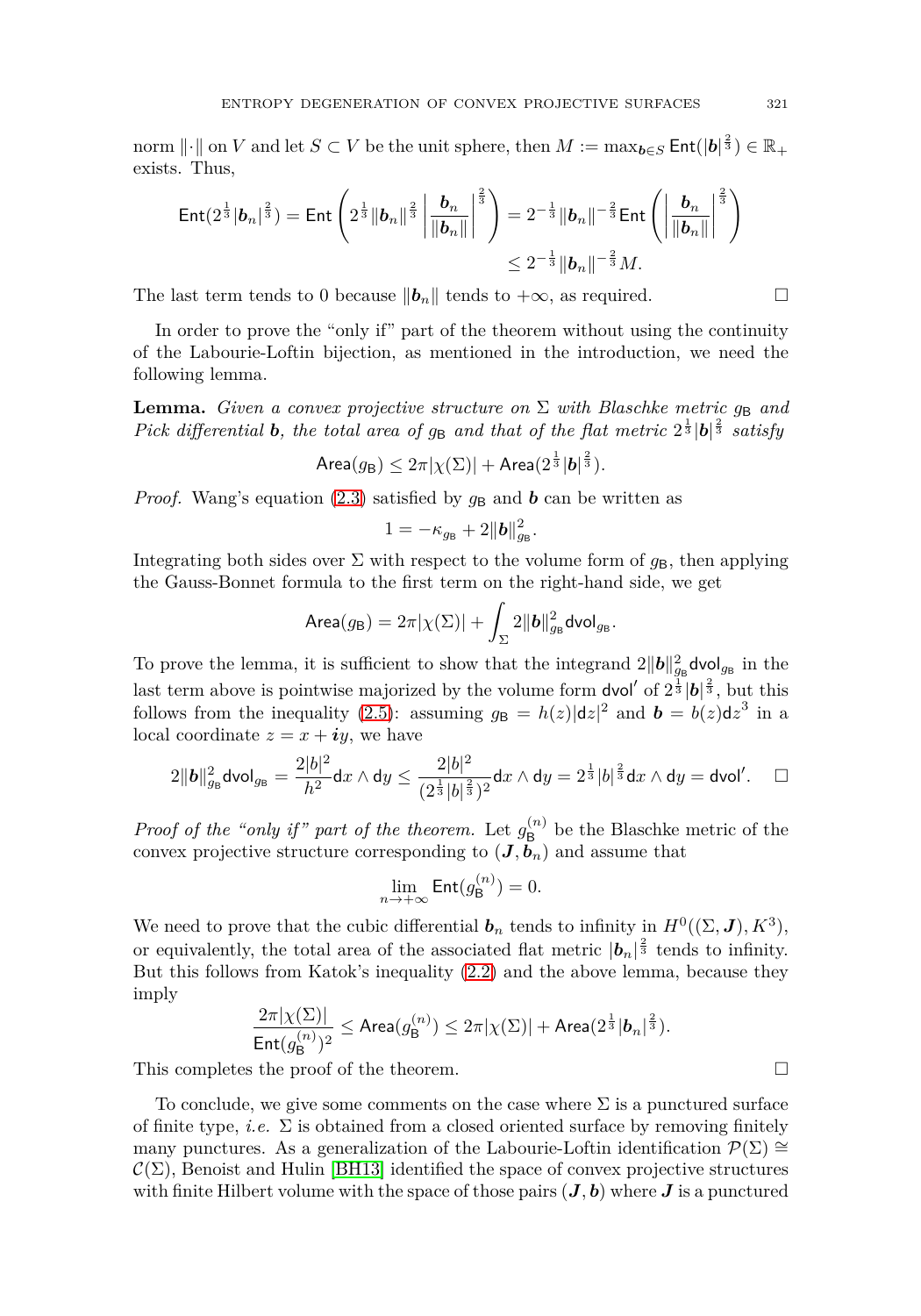norm $\|\cdot\|$ on $V$ and let $S \subset V$ be the unit sphere, then $M := \max_{\boldsymbol{b} \in S} \mathsf{Ent}(|\boldsymbol{b}|^{\frac{2}{3}}) \in \mathbb{R}_+$ exists. Thus,

$$\mathsf{Ent}(2^{\frac{1}{3}}|\boldsymbol{b}_n|^{\frac{2}{3}}) = \mathsf{Ent}\left(2^{\frac{1}{3}}\|\boldsymbol{b}_n\|^{\frac{2}{3}}\left|\frac{\boldsymbol{b}_n}{\|\boldsymbol{b}_n\|}\right|^{\frac{2}{3}}\right) = 2^{-\frac{1}{3}}\|\boldsymbol{b}_n\|^{-\frac{2}{3}}\mathsf{Ent}\left(\left|\frac{\boldsymbol{b}_n}{\|\boldsymbol{b}_n\|}\right|^{\frac{2}{3}}\right)$$
$$\leq 2^{-\frac{1}{3}}\|\boldsymbol{b}_n\|^{-\frac{2}{3}}M.$$

The last term tends to 0 because $\|\boldsymbol{b}_n\|$ tends to $+\infty$, as required. □

In order to prove the "only if" part of the theorem without using the continuity of the Labourie-Loftin bijection, as mentioned in the introduction, we need the following lemma.

**Lemma.** *Given a convex projective structure on $\Sigma$ with Blaschke metric $g_{\mathsf{B}}$ and Pick differential $\boldsymbol{b}$, the total area of $g_{\mathsf{B}}$ and that of the flat metric $2^{\frac{1}{3}}|\boldsymbol{b}|^{\frac{2}{3}}$ satisfy*

$$\mathsf{Area}(g_{\mathsf{B}}) \leq 2\pi|\chi(\Sigma)| + \mathsf{Area}(2^{\frac{1}{3}}|\boldsymbol{b}|^{\frac{2}{3}}).$$

*Proof.* Wang's equation (2.3) satisfied by $g_{\mathsf{B}}$ and $\boldsymbol{b}$ can be written as

$$1 = -\kappa_{g_{\mathsf{B}}} + 2\|\boldsymbol{b}\|^2_{g_{\mathsf{B}}}.$$

Integrating both sides over $\Sigma$ with respect to the volume form of $g_{\mathsf{B}}$, then applying the Gauss-Bonnet formula to the first term on the right-hand side, we get

$$\mathsf{Area}(g_{\mathsf{B}}) = 2\pi|\chi(\Sigma)| + \int_\Sigma 2\|\boldsymbol{b}\|^2_{g_{\mathsf{B}}}\mathsf{dvol}_{g_{\mathsf{B}}}.$$

To prove the lemma, it is sufficient to show that the integrand $2\|\boldsymbol{b}\|^2_{g_{\mathsf{B}}}\mathsf{dvol}_{g_{\mathsf{B}}}$ in the last term above is pointwise majorized by the volume form $\mathsf{dvol}'$ of $2^{\frac{1}{3}}|\boldsymbol{b}|^{\frac{2}{3}}$, but this follows from the inequality (2.5): assuming $g_{\mathsf{B}} = h(z)|\mathsf{d}z|^2$ and $\boldsymbol{b} = b(z)\mathsf{d}z^3$ in a local coordinate $z = x + \boldsymbol{i}y$, we have

$$2\|\boldsymbol{b}\|^2_{g_{\mathsf{B}}}\mathsf{dvol}_{g_{\mathsf{B}}} = \frac{2|b|^2}{h^2}\mathsf{d}x \wedge \mathsf{d}y \leq \frac{2|b|^2}{(2^{\frac{1}{3}}|b|^{\frac{2}{3}})^2}\mathsf{d}x \wedge \mathsf{d}y = 2^{\frac{1}{3}}|b|^{\frac{2}{3}}\mathsf{d}x \wedge \mathsf{d}y = \mathsf{dvol}'. \quad \square$$

*Proof of the "only if" part of the theorem.* Let $g^{(n)}_{\mathsf{B}}$ be the Blaschke metric of the convex projective structure corresponding to $(\boldsymbol{J}, \boldsymbol{b}_n)$ and assume that

$$\lim_{n\to+\infty}\mathsf{Ent}(g^{(n)}_{\mathsf{B}}) = 0.$$

We need to prove that the cubic differential $\boldsymbol{b}_n$ tends to infinity in $H^0((\Sigma, \boldsymbol{J}), K^3)$, or equivalently, the total area of the associated flat metric $|\boldsymbol{b}_n|^{\frac{2}{3}}$ tends to infinity. But this follows from Katok's inequality (2.2) and the above lemma, because they imply

$$\frac{2\pi|\chi(\Sigma)|}{\mathsf{Ent}(g^{(n)}_{\mathsf{B}})^2} \leq \mathsf{Area}(g^{(n)}_{\mathsf{B}}) \leq 2\pi|\chi(\Sigma)| + \mathsf{Area}(2^{\frac{1}{3}}|\boldsymbol{b}_n|^{\frac{2}{3}}).$$

This completes the proof of the theorem. □

To conclude, we give some comments on the case where $\Sigma$ is a punctured surface of finite type, *i.e.* $\Sigma$ is obtained from a closed oriented surface by removing finitely many punctures. As a generalization of the Labourie-Loftin identification $\mathcal{P}(\Sigma) \cong \mathcal{C}(\Sigma)$, Benoist and Hulin [BH13] identified the space of convex projective structures with finite Hilbert volume with the space of those pairs $(\boldsymbol{J}, \boldsymbol{b})$ where $\boldsymbol{J}$ is a punctured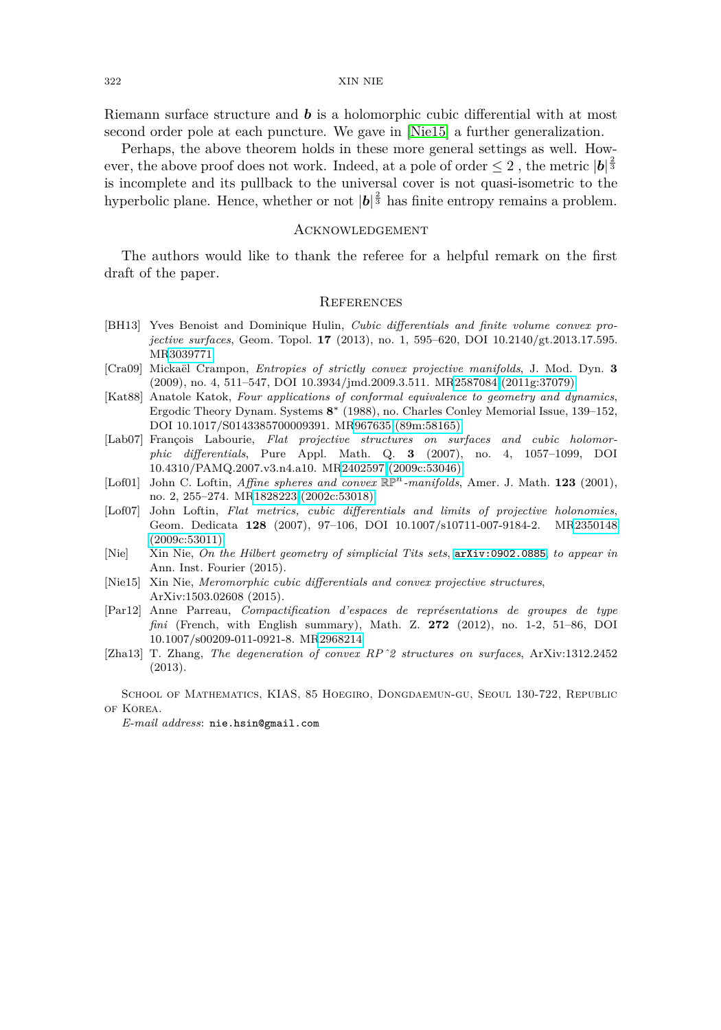Riemann surface structure and $\boldsymbol{b}$ is a holomorphic cubic differential with at most second order pole at each puncture. We gave in [Nie15] a further generalization.

Perhaps, the above theorem holds in these more general settings as well. However, the above proof does not work. Indeed, at a pole of order $\leq 2$ , the metric $|\boldsymbol{b}|^{\frac{2}{3}}$ is incomplete and its pullback to the universal cover is not quasi-isometric to the hyperbolic plane. Hence, whether or not $|\boldsymbol{b}|^{\frac{2}{3}}$ has finite entropy remains a problem.

## Acknowledgement

The authors would like to thank the referee for a helpful remark on the first draft of the paper.

## References

[BH13] Yves Benoist and Dominique Hulin, *Cubic differentials and finite volume convex projective surfaces*, Geom. Topol. **17** (2013), no. 1, 595–620, DOI 10.2140/gt.2013.17.595. MR3039771

[Cra09] Mickaël Crampon, *Entropies of strictly convex projective manifolds*, J. Mod. Dyn. **3** (2009), no. 4, 511–547, DOI 10.3934/jmd.2009.3.511. MR2587084 (2011g:37079)

[Kat88] Anatole Katok, *Four applications of conformal equivalence to geometry and dynamics*, Ergodic Theory Dynam. Systems **8**$^*$ (1988), no. Charles Conley Memorial Issue, 139–152, DOI 10.1017/S0143385700009391. MR967635 (89m:58165)

[Lab07] François Labourie, *Flat projective structures on surfaces and cubic holomorphic differentials*, Pure Appl. Math. Q. **3** (2007), no. 4, 1057–1099, DOI 10.4310/PAMQ.2007.v3.n4.a10. MR2402597 (2009c:53046)

[Lof01] John C. Loftin, *Affine spheres and convex* $\mathbb{RP}^n$*-manifolds*, Amer. J. Math. **123** (2001), no. 2, 255–274. MR1828223 (2002c:53018)

[Lof07] John Loftin, *Flat metrics, cubic differentials and limits of projective holonomies*, Geom. Dedicata **128** (2007), 97–106, DOI 10.1007/s10711-007-9184-2. MR2350148 (2009c:53011)

[Nie] Xin Nie, *On the Hilbert geometry of simplicial Tits sets*, arXiv:0902.0885, *to appear in* Ann. Inst. Fourier (2015).

[Nie15] Xin Nie, *Meromorphic cubic differentials and convex projective structures*, ArXiv:1503.02608 (2015).

[Par12] Anne Parreau, *Compactification d'espaces de représentations de groupes de type fini* (French, with English summary), Math. Z. **272** (2012), no. 1-2, 51–86, DOI 10.1007/s00209-011-0921-8. MR2968214

[Zha13] T. Zhang, *The degeneration of convex RP ˆ2 structures on surfaces*, ArXiv:1312.2452 (2013).

School of Mathematics, KIAS, 85 Hoegiro, Dongdaemun-gu, Seoul 130-722, Republic of Korea.

*E-mail address*: nie.hsin@gmail.com